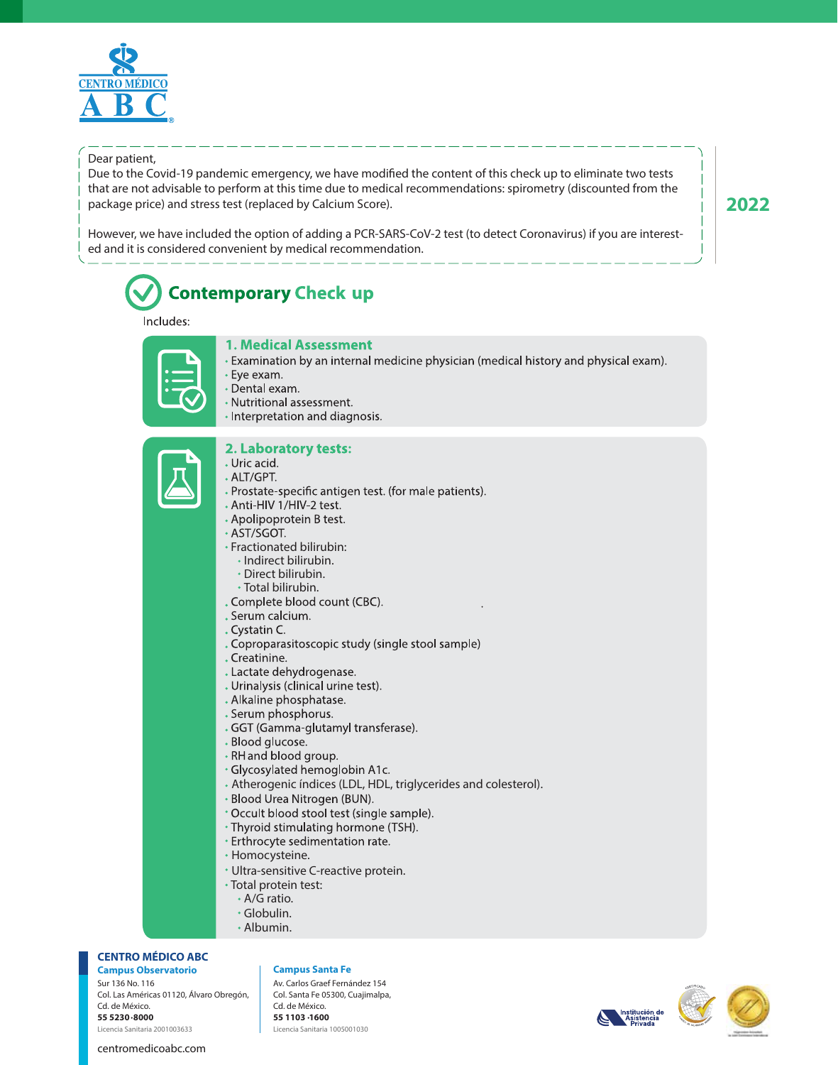CENTRO MÉDICO ABC

Dear patient,
Due to the Covid-19 pandemic emergency, we have modified the content of this check up to eliminate two tests that are not advisable to perform at this time due to medical recommendations: spirometry (discounted from the package price) and stress test (replaced by Calcium Score).

However, we have included the option of adding a PCR-SARS-CoV-2 test (to detect Coronavirus) if you are interested and it is considered convenient by medical recommendation.

**2022**

# Contemporary Check up

Includes:

## 1. Medical Assessment

- Examination by an internal medicine physician (medical history and physical exam).
- Eye exam.
- Dental exam.
- Nutritional assessment.
- Interpretation and diagnosis.

## 2. Laboratory tests:

- Uric acid.
- ALT/GPT.
- Prostate-specific antigen test. (for male patients).
- Anti-HIV 1/HIV-2 test.
- Apolipoprotein B test.
- AST/SGOT.
- Fractionated bilirubin:
  - Indirect bilirubin.
  - Direct bilirubin.
  - Total bilirubin.
- Complete blood count (CBC).
- Serum calcium.
- Cystatin C.
- Coproparasitoscopic study (single stool sample)
- Creatinine.
- Lactate dehydrogenase.
- Urinalysis (clinical urine test).
- Alkaline phosphatase.
- Serum phosphorus.
- GGT (Gamma-glutamyl transferase).
- Blood glucose.
- RH and blood group.
- Glycosylated hemoglobin A1c.
- Atherogenic índices (LDL, HDL, triglycerides and colesterol).
- Blood Urea Nitrogen (BUN).
- Occult blood stool test (single sample).
- Thyroid stimulating hormone (TSH).
- Erthrocyte sedimentation rate.
- Homocysteine.
- Ultra-sensitive C-reactive protein.
- Total protein test:
  - A/G ratio.
  - Globulin.
  - Albumin.

**CENTRO MÉDICO ABC**

**Campus Observatorio**
Sur 136 No. 116
Col. Las Américas 01120, Álvaro Obregón,
Cd. de México.
**55 5230·8000**
Licencia Sanitaria 2001003633

**Campus Santa Fe**
Av. Carlos Graef Fernández 154
Col. Santa Fe 05300, Cuajimalpa,
Cd. de México.
**55 1103·1600**
Licencia Sanitaria 1005001030

Institución de Asistencia Privada

centromedicoabc.com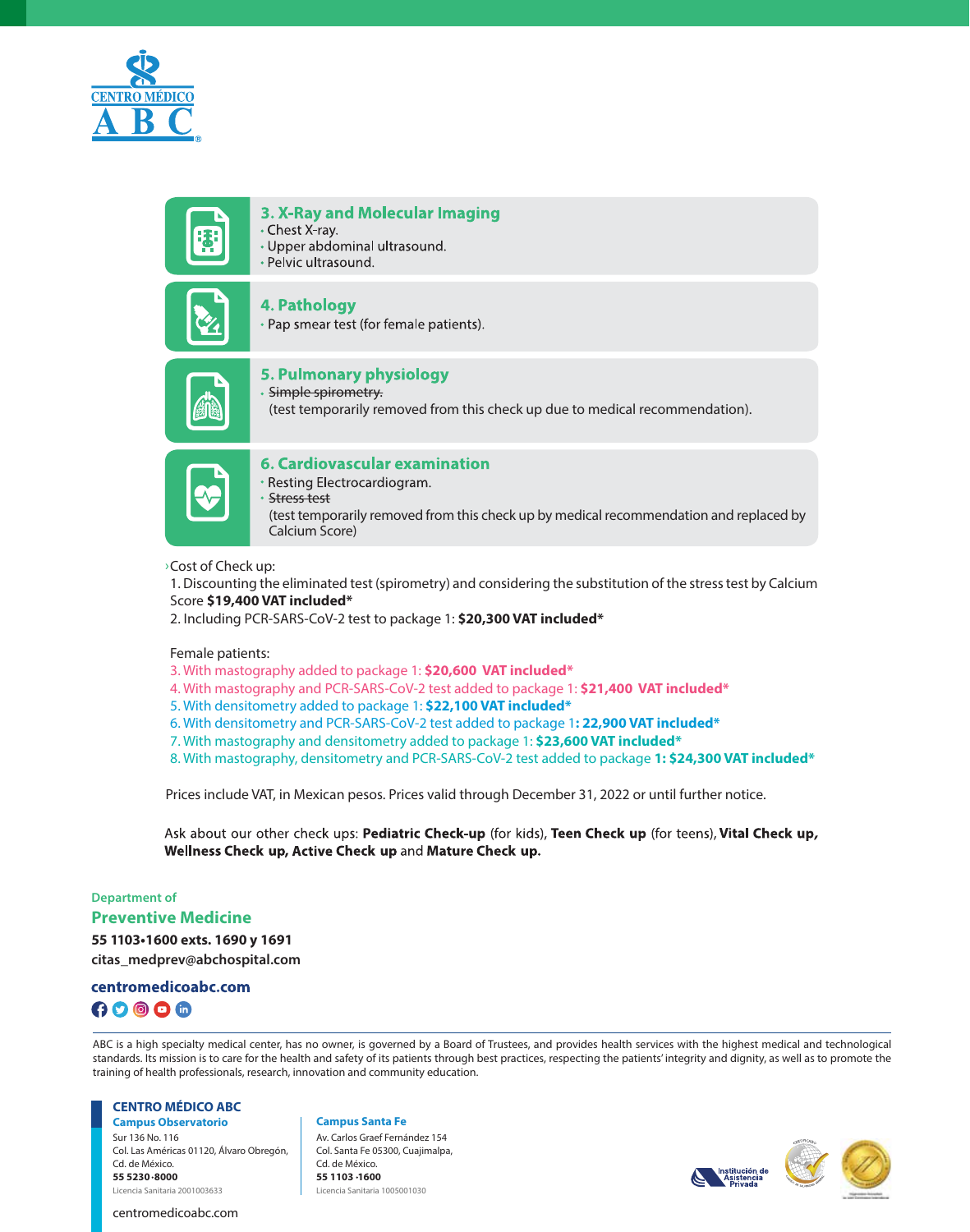### 3. X-Ray and Molecular Imaging

- Chest X-ray.
- Upper abdominal ultrasound.
- Pelvic ultrasound.

### 4. Pathology

- Pap smear test (for female patients).

### 5. Pulmonary physiology

- ~~Simple spirometry.~~
  (test temporarily removed from this check up due to medical recommendation).

### 6. Cardiovascular examination

- Resting Electrocardiogram.
- ~~Stress test~~
  (test temporarily removed from this check up by medical recommendation and replaced by Calcium Score)

›Cost of Check up:

1. Discounting the eliminated test (spirometry) and considering the substitution of the stress test by Calcium Score **$19,400 VAT included***
2. Including PCR-SARS-CoV-2 test to package 1: **$20,300 VAT included***

Female patients:

3. With mastography added to package 1: **$20,600 VAT included***
4. With mastography and PCR-SARS-CoV-2 test added to package 1: **$21,400 VAT included***
5. With densitometry added to package 1: **$22,100 VAT included***
6. With densitometry and PCR-SARS-CoV-2 test added to package 1**: 22,900 VAT included***
7. With mastography and densitometry added to package 1: **$23,600 VAT included***
8. With mastography, densitometry and PCR-SARS-CoV-2 test added to package **1: $24,300 VAT included***

Prices include VAT, in Mexican pesos. Prices valid through December 31, 2022 or until further notice.

Ask about our other check ups: **Pediatric Check-up** (for kids), **Teen Check up** (for teens), **Vital Check up, Wellness Check up, Active Check up** and **Mature Check up.**

Department of
**Preventive Medicine**
**55 1103•1600 exts. 1690 y 1691**
**citas_medprev@abchospital.com**

**centromedicoabc.com**

ABC is a high specialty medical center, has no owner, is governed by a Board of Trustees, and provides health services with the highest medical and technological standards. Its mission is to care for the health and safety of its patients through best practices, respecting the patients' integrity and dignity, as well as to promote the training of health professionals, research, innovation and community education.

**CENTRO MÉDICO ABC**

**Campus Observatorio**
Sur 136 No. 116
Col. Las Américas 01120, Álvaro Obregón,
Cd. de México.
**55 5230·8000**
Licencia Sanitaria 2001003633

**Campus Santa Fe**
Av. Carlos Graef Fernández 154
Col. Santa Fe 05300, Cuajimalpa,
Cd. de México.
**55 1103 ·1600**
Licencia Sanitaria 1005001030

Institución de Asistencia Privada

centromedicoabc.com